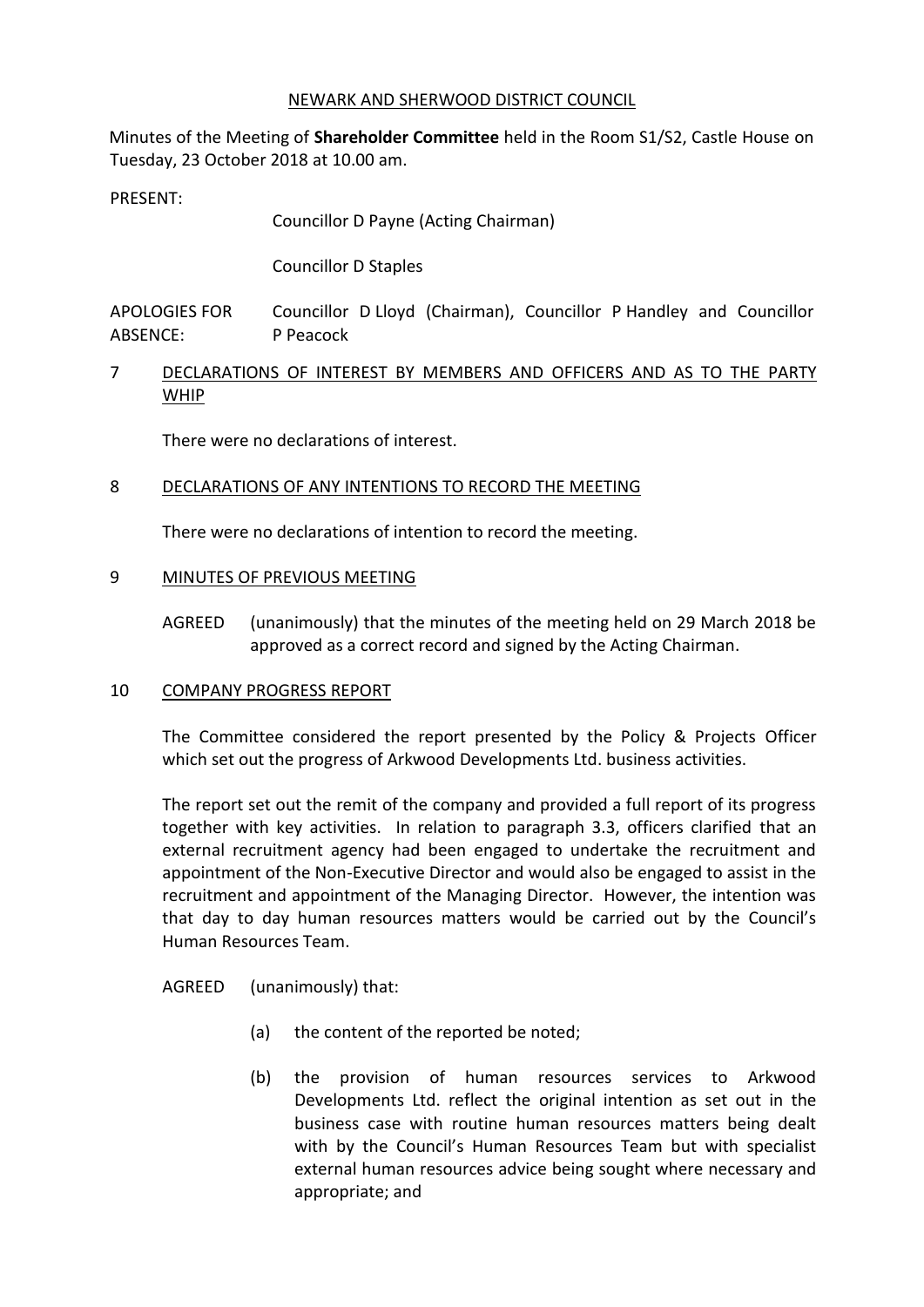NEWARK AND SHERWOOD DISTRICT COUNCIL

Minutes of the Meeting of **Shareholder Committee** held in the Room S1/S2, Castle House on Tuesday, 23 October 2018 at 10.00 am.

PRESENT:

Councillor D Payne (Acting Chairman)

Councillor D Staples

APOLOGIES FOR ABSENCE: Councillor D Lloyd (Chairman), Councillor P Handley and Councillor P Peacock

## 7 DECLARATIONS OF INTEREST BY MEMBERS AND OFFICERS AND AS TO THE PARTY WHIP

There were no declarations of interest.

## 8 DECLARATIONS OF ANY INTENTIONS TO RECORD THE MEETING

There were no declarations of intention to record the meeting.

## 9 MINUTES OF PREVIOUS MEETING

AGREED (unanimously) that the minutes of the meeting held on 29 March 2018 be approved as a correct record and signed by the Acting Chairman.

## 10 COMPANY PROGRESS REPORT

The Committee considered the report presented by the Policy & Projects Officer which set out the progress of Arkwood Developments Ltd. business activities.

The report set out the remit of the company and provided a full report of its progress together with key activities. In relation to paragraph 3.3, officers clarified that an external recruitment agency had been engaged to undertake the recruitment and appointment of the Non-Executive Director and would also be engaged to assist in the recruitment and appointment of the Managing Director. However, the intention was that day to day human resources matters would be carried out by the Council's Human Resources Team.

AGREED (unanimously) that:

(a) the content of the reported be noted;

(b) the provision of human resources services to Arkwood Developments Ltd. reflect the original intention as set out in the business case with routine human resources matters being dealt with by the Council's Human Resources Team but with specialist external human resources advice being sought where necessary and appropriate; and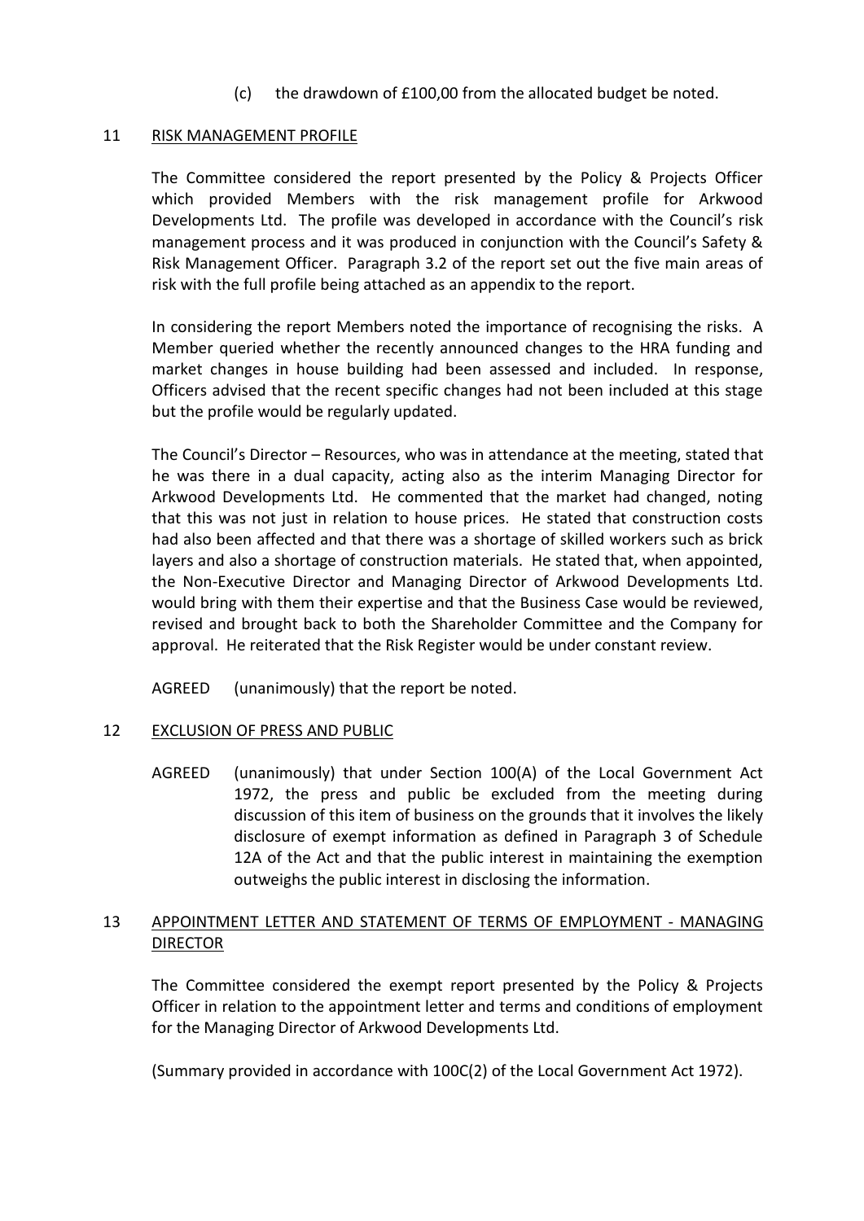(c) the drawdown of £100,00 from the allocated budget be noted.

11 RISK MANAGEMENT PROFILE

The Committee considered the report presented by the Policy & Projects Officer which provided Members with the risk management profile for Arkwood Developments Ltd. The profile was developed in accordance with the Council's risk management process and it was produced in conjunction with the Council's Safety & Risk Management Officer. Paragraph 3.2 of the report set out the five main areas of risk with the full profile being attached as an appendix to the report.

In considering the report Members noted the importance of recognising the risks. A Member queried whether the recently announced changes to the HRA funding and market changes in house building had been assessed and included. In response, Officers advised that the recent specific changes had not been included at this stage but the profile would be regularly updated.

The Council's Director – Resources, who was in attendance at the meeting, stated that he was there in a dual capacity, acting also as the interim Managing Director for Arkwood Developments Ltd. He commented that the market had changed, noting that this was not just in relation to house prices. He stated that construction costs had also been affected and that there was a shortage of skilled workers such as brick layers and also a shortage of construction materials. He stated that, when appointed, the Non-Executive Director and Managing Director of Arkwood Developments Ltd. would bring with them their expertise and that the Business Case would be reviewed, revised and brought back to both the Shareholder Committee and the Company for approval. He reiterated that the Risk Register would be under constant review.

AGREED (unanimously) that the report be noted.

12 EXCLUSION OF PRESS AND PUBLIC

AGREED (unanimously) that under Section 100(A) of the Local Government Act 1972, the press and public be excluded from the meeting during discussion of this item of business on the grounds that it involves the likely disclosure of exempt information as defined in Paragraph 3 of Schedule 12A of the Act and that the public interest in maintaining the exemption outweighs the public interest in disclosing the information.

13 APPOINTMENT LETTER AND STATEMENT OF TERMS OF EMPLOYMENT - MANAGING DIRECTOR

The Committee considered the exempt report presented by the Policy & Projects Officer in relation to the appointment letter and terms and conditions of employment for the Managing Director of Arkwood Developments Ltd.

(Summary provided in accordance with 100C(2) of the Local Government Act 1972).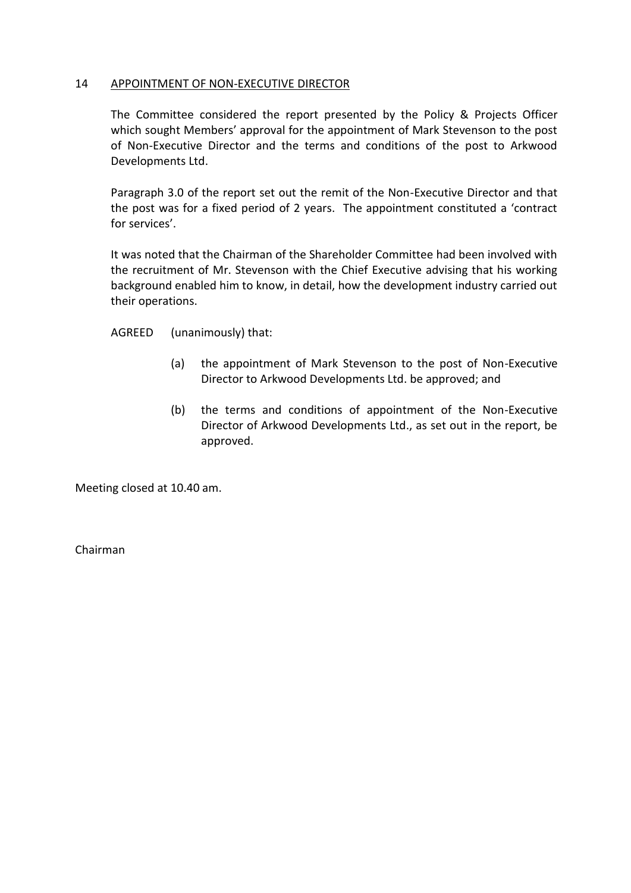## 14 APPOINTMENT OF NON-EXECUTIVE DIRECTOR

The Committee considered the report presented by the Policy & Projects Officer which sought Members' approval for the appointment of Mark Stevenson to the post of Non-Executive Director and the terms and conditions of the post to Arkwood Developments Ltd.

Paragraph 3.0 of the report set out the remit of the Non-Executive Director and that the post was for a fixed period of 2 years. The appointment constituted a 'contract for services'.

It was noted that the Chairman of the Shareholder Committee had been involved with the recruitment of Mr. Stevenson with the Chief Executive advising that his working background enabled him to know, in detail, how the development industry carried out their operations.

AGREED (unanimously) that:

(a) the appointment of Mark Stevenson to the post of Non-Executive Director to Arkwood Developments Ltd. be approved; and

(b) the terms and conditions of appointment of the Non-Executive Director of Arkwood Developments Ltd., as set out in the report, be approved.

Meeting closed at 10.40 am.

Chairman